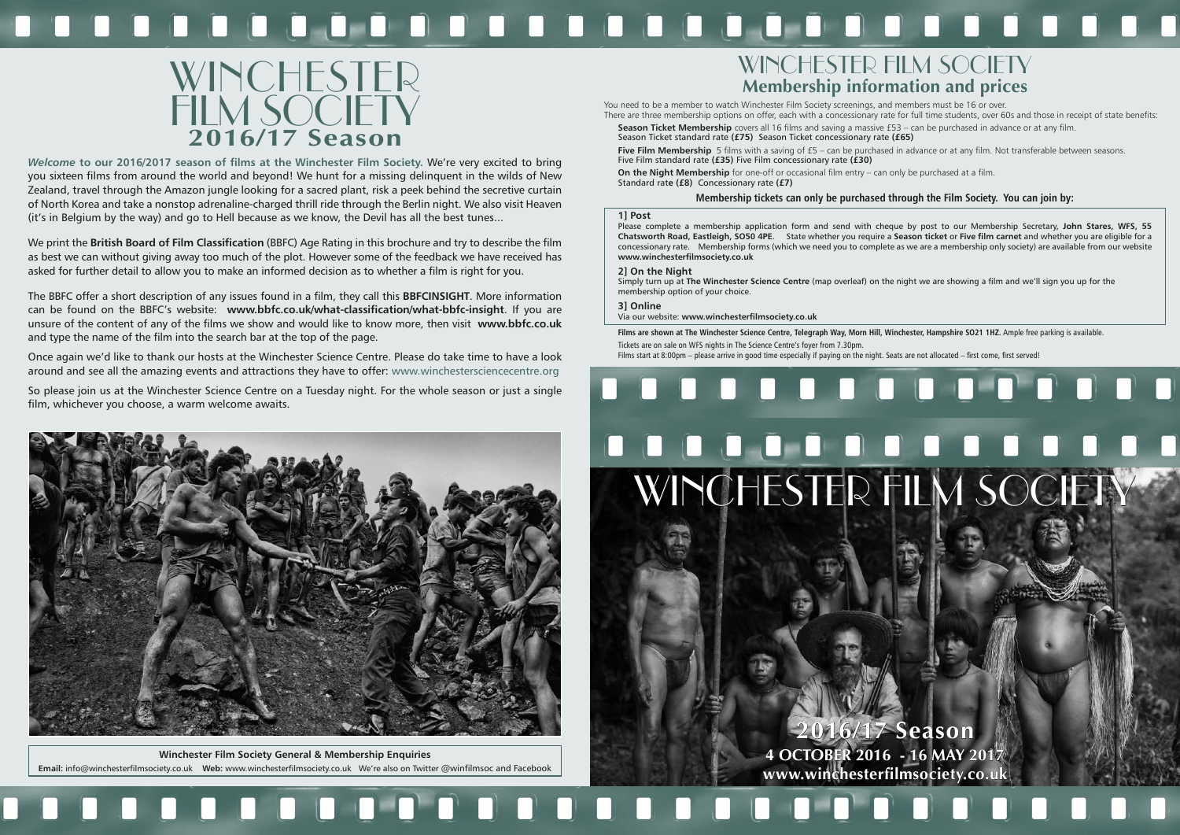# WINCHESTER FILM SOCIETY
## 2016/17 Season

***Welcome*** **to our 2016/2017 season of films at the Winchester Film Society.** We're very excited to bring you sixteen films from around the world and beyond! We hunt for a missing delinquent in the wilds of New Zealand, travel through the Amazon jungle looking for a sacred plant, risk a peek behind the secretive curtain of North Korea and take a nonstop adrenaline-charged thrill ride through the Berlin night. We also visit Heaven (it's in Belgium by the way) and go to Hell because as we know, the Devil has all the best tunes...

We print the **British Board of Film Classification** (BBFC) Age Rating in this brochure and try to describe the film as best we can without giving away too much of the plot. However some of the feedback we have received has asked for further detail to allow you to make an informed decision as to whether a film is right for you.

The BBFC offer a short description of any issues found in a film, they call this **BBFCINSIGHT**. More information can be found on the BBFC's website: **www.bbfc.co.uk/what-classification/what-bbfc-insight**. If you are unsure of the content of any of the films we show and would like to know more, then visit **www.bbfc.co.uk** and type the name of the film into the search bar at the top of the page.

Once again we'd like to thank our hosts at the Winchester Science Centre. Please do take time to have a look around and see all the amazing events and attractions they have to offer: www.winchestersciencecentre.org

So please join us at the Winchester Science Centre on a Tuesday night. For the whole season or just a single film, whichever you choose, a warm welcome awaits.

**Winchester Film Society General & Membership Enquiries**

**Email:** info@winchesterfilmsociety.co.uk **Web:** www.winchesterfilmsociety.co.uk We're also on Twitter @winfilmsoc and Facebook

# WINCHESTER FILM SOCIETY
## Membership information and prices

You need to be a member to watch Winchester Film Society screenings, and members must be 16 or over.

There are three membership options on offer, each with a concessionary rate for full time students, over 60s and those in receipt of state benefits:

**Season Ticket Membership** covers all 16 films and saving a massive £53 – can be purchased in advance or at any film.
Season Ticket standard rate **(£75)** Season Ticket concessionary rate **(£65)**

**Five Film Membership** 5 films with a saving of £5 – can be purchased in advance or at any film. Not transferable between seasons.
Five Film standard rate **(£35)** Five Film concessionary rate **(£30)**

**On the Night Membership** for one-off or occasional film entry – can only be purchased at a film.
Standard rate **(£8)** Concessionary rate **(£7)**

**Membership tickets can only be purchased through the Film Society. You can join by:**

**1] Post**
Please complete a membership application form and send with cheque by post to our Membership Secretary, **John Stares, WFS, 55 Chatsworth Road, Eastleigh, SO50 4PE**. State whether you require a **Season ticket** or **Five film carnet** and whether you are eligible for a concessionary rate. Membership forms (which we need you to complete as we are a membership only society) are available from our website **www.winchesterfilmsociety.co.uk**

**2] On the Night**
Simply turn up at **The Winchester Science Centre** (map overleaf) on the night we are showing a film and we'll sign you up for the membership option of your choice.

**3] Online**
Via our website: **www.winchesterfilmsociety.co.uk**

**Films are shown at The Winchester Science Centre, Telegraph Way, Morn Hill, Winchester, Hampshire SO21 1HZ.** Ample free parking is available.

Tickets are on sale on WFS nights in The Science Centre's foyer from 7.30pm.

Films start at 8:00pm – please arrive in good time especially if paying on the night. Seats are not allocated – first come, first served!

# WINCHESTER FILM SOCIETY

**2016/17 Season**

**4 OCTOBER 2016 - 16 MAY 2017**

**www.winchesterfilmsociety.co.uk**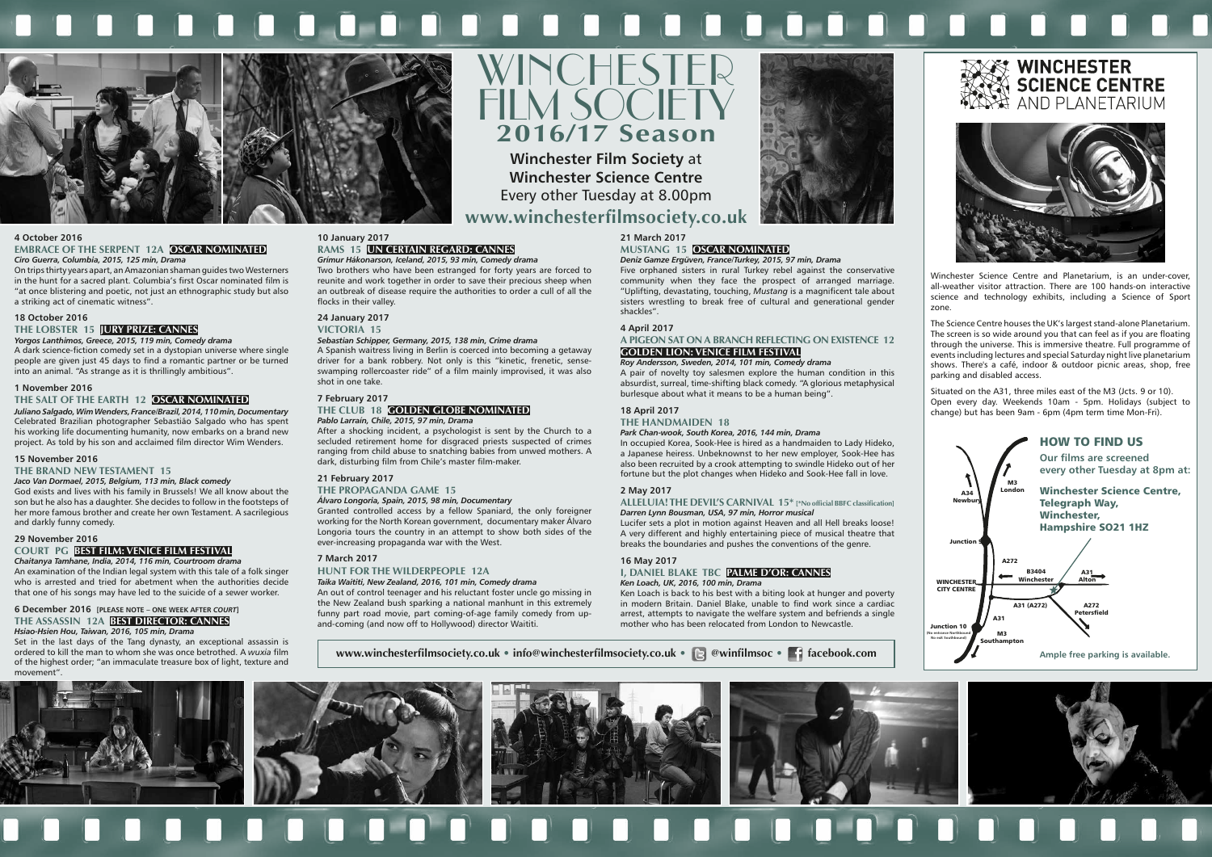# WINCHESTER FILM SOCIETY

## 2016/17 Season

**Winchester Film Society** at **Winchester Science Centre**
Every other Tuesday at 8.00pm

**www.winchesterfilmsociety.co.uk**

### 4 October 2016
**EMBRACE OF THE SERPENT 12A** **OSCAR NOMINATED**
*Ciro Guerra, Columbia, 2015, 125 min, Drama*
On trips thirty years apart, an Amazonian shaman guides two Westerners in the hunt for a sacred plant. Columbia's first Oscar nominated film is "at once blistering and poetic, not just an ethnographic study but also a striking act of cinematic witness".

### 18 October 2016
**THE LOBSTER 15** **JURY PRIZE: CANNES**
*Yorgos Lanthimos, Greece, 2015, 119 min, Comedy drama*
A dark science-fiction comedy set in a dystopian universe where single people are given just 45 days to find a romantic partner or be turned into an animal. "As strange as it is thrillingly ambitious".

### 1 November 2016
**THE SALT OF THE EARTH 12** **OSCAR NOMINATED**
*Juliano Salgado, Wim Wenders, France/Brazil, 2014, 110 min, Documentary*
Celebrated Brazilian photographer Sebastião Salgado who has spent his working life documenting humanity, now embarks on a brand new project. As told by his son and acclaimed film director Wim Wenders.

### 15 November 2016
**THE BRAND NEW TESTAMENT 15**
*Jaco Van Dormael, 2015, Belgium, 113 min, Black comedy*
God exists and lives with his family in Brussels! We all know about the son but he also has a daughter. She decides to follow in the footsteps of her more famous brother and create her own Testament. A sacrilegious and darkly funny comedy.

### 29 November 2016
**COURT PG** **BEST FILM: VENICE FILM FESTIVAL**
*Chaitanya Tamhane, India, 2014, 116 min, Courtroom drama*
An examination of the Indian legal system with this tale of a folk singer who is arrested and tried for abetment when the authorities decide that one of his songs may have led to the suicide of a sewer worker.

### 6 December 2016 [PLEASE NOTE – ONE WEEK AFTER *COURT*]
**THE ASSASSIN 12A** **BEST DIRECTOR: CANNES**
*Hsiao-Hsien Hou, Taiwan, 2016, 105 min, Drama*
Set in the last days of the Tang dynasty, an exceptional assassin is ordered to kill the man to whom she was once betrothed. A *wuxia* film of the highest order; "an immaculate treasure box of light, texture and movement".

### 10 January 2017
**RAMS 15** **UN CERTAIN REGARD: CANNES**
*Grimur Hákonarson, Iceland, 2015, 93 min, Comedy drama*
Two brothers who have been estranged for forty years are forced to reunite and work together in order to save their precious sheep when an outbreak of disease require the authorities to order a cull of all the flocks in their valley.

### 24 January 2017
**VICTORIA 15**
*Sebastian Schipper, Germany, 2015, 138 min, Crime drama*
A Spanish waitress living in Berlin is coerced into becoming a getaway driver for a bank robbery. Not only is this "kinetic, frenetic, sense-swamping rollercoaster ride" of a film mainly improvised, it was also shot in one take.

### 7 February 2017
**THE CLUB 18** **GOLDEN GLOBE NOMINATED**
*Pablo Larraín, Chile, 2015, 97 min, Drama*
After a shocking incident, a psychologist is sent by the Church to a secluded retirement home for disgraced priests suspected of crimes ranging from child abuse to snatching babies from unwed mothers. A dark, disturbing film from Chile's master film-maker.

### 21 February 2017
**THE PROPAGANDA GAME 15**
*Álvaro Longoria, Spain, 2015, 98 min, Documentary*
Granted controlled access by a fellow Spaniard, the only foreigner working for the North Korean government, documentary maker Álvaro Longoria tours the country in an attempt to show both sides of the ever-increasing propaganda war with the West.

### 7 March 2017
**HUNT FOR THE WILDERPEOPLE 12A**
*Taika Waititi, New Zealand, 2016, 101 min, Comedy drama*
An out of control teenager and his reluctant foster uncle go missing in the New Zealand bush sparking a national manhunt in this extremely funny part road movie, part coming-of-age family comedy from up-and-coming (and now off to Hollywood) director Waititi.

### 21 March 2017
**MUSTANG 15** **OSCAR NOMINATED**
*Deniz Gamze Ergüven, France/Turkey, 2015, 97 min, Drama*
Five orphaned sisters in rural Turkey rebel against the conservative community when they face the prospect of arranged marriage. "Uplifting, devastating, touching, *Mustang* is a magnificent tale about sisters wrestling to break free of cultural and generational gender shackles".

### 4 April 2017
**A PIGEON SAT ON A BRANCH REFLECTING ON EXISTENCE 12** **GOLDEN LION: VENICE FILM FESTIVAL**
*Roy Andersson, Sweden, 2014, 101 min, Comedy drama*
A pair of novelty toy salesmen explore the human condition in this absurdist, surreal, time-shifting black comedy. "A glorious metaphysical burlesque about what it means to be a human being".

### 18 April 2017
**THE HANDMAIDEN 18**
*Park Chan-wook, South Korea, 2016, 144 min, Drama*
In occupied Korea, Sook-Hee is hired as a handmaiden to Lady Hideko, a Japanese heiress. Unbeknownst to her new employer, Sook-Hee has also been recruited by a crook attempting to swindle Hideko out of her fortune but the plot changes when Hideko and Sook-Hee fall in love.

### 2 May 2017
**ALLELUIA! THE DEVIL'S CARNIVAL 15*** [*No official BBFC classification]
*Darren Lynn Bousman, USA, 97 min, Horror musical*
Lucifer sets a plot in motion against Heaven and all Hell breaks loose! A very different and highly entertaining piece of musical theatre that breaks the boundaries and pushes the conventions of the genre.

### 16 May 2017
**I, DANIEL BLAKE TBC** **PALME D'OR: CANNES**
*Ken Loach, UK, 2016, 100 min, Drama*
Ken Loach is back to his best with a biting look at hunger and poverty in modern Britain. Daniel Blake, unable to find work since a cardiac arrest, attempts to navigate the welfare system and befriends a single mother who has been relocated from London to Newcastle.

**www.winchesterfilmsociety.co.uk • info@winchesterfilmsociety.co.uk • @winfilmsoc • facebook.com**

## WINCHESTER SCIENCE CENTRE AND PLANETARIUM

Winchester Science Centre and Planetarium, is an under-cover, all-weather visitor attraction. There are 100 hands-on interactive science and technology exhibits, including a Science of Sport zone.

The Science Centre houses the UK's largest stand-alone Planetarium. The screen is so wide around you that you can feel as if you are floating through the universe. This is immersive theatre. Full programme of events including lectures and special Saturday night live planetarium shows. There's a café, indoor & outdoor picnic areas, shop, free parking and disabled access.

Situated on the A31, three miles east of the M3 (Jcts. 9 or 10). Open every day. Weekends 10am - 5pm. Holidays (subject to change) but has been 9am - 6pm (4pm term time Mon-Fri).

## HOW TO FIND US

**Our films are screened every other Tuesday at 8pm at:**

**Winchester Science Centre, Telegraph Way, Winchester, Hampshire SO21 1HZ**

A34 Newbury
M3 London
Junction 9
A272
B3404 Winchester
A31 Alton
WINCHESTER CITY CENTRE
A31 (A272)
A272 Petersfield
A31
Junction 10 (No entrance Northbound No exit Southbound)
M3 Southampton

**Ample free parking is available.**